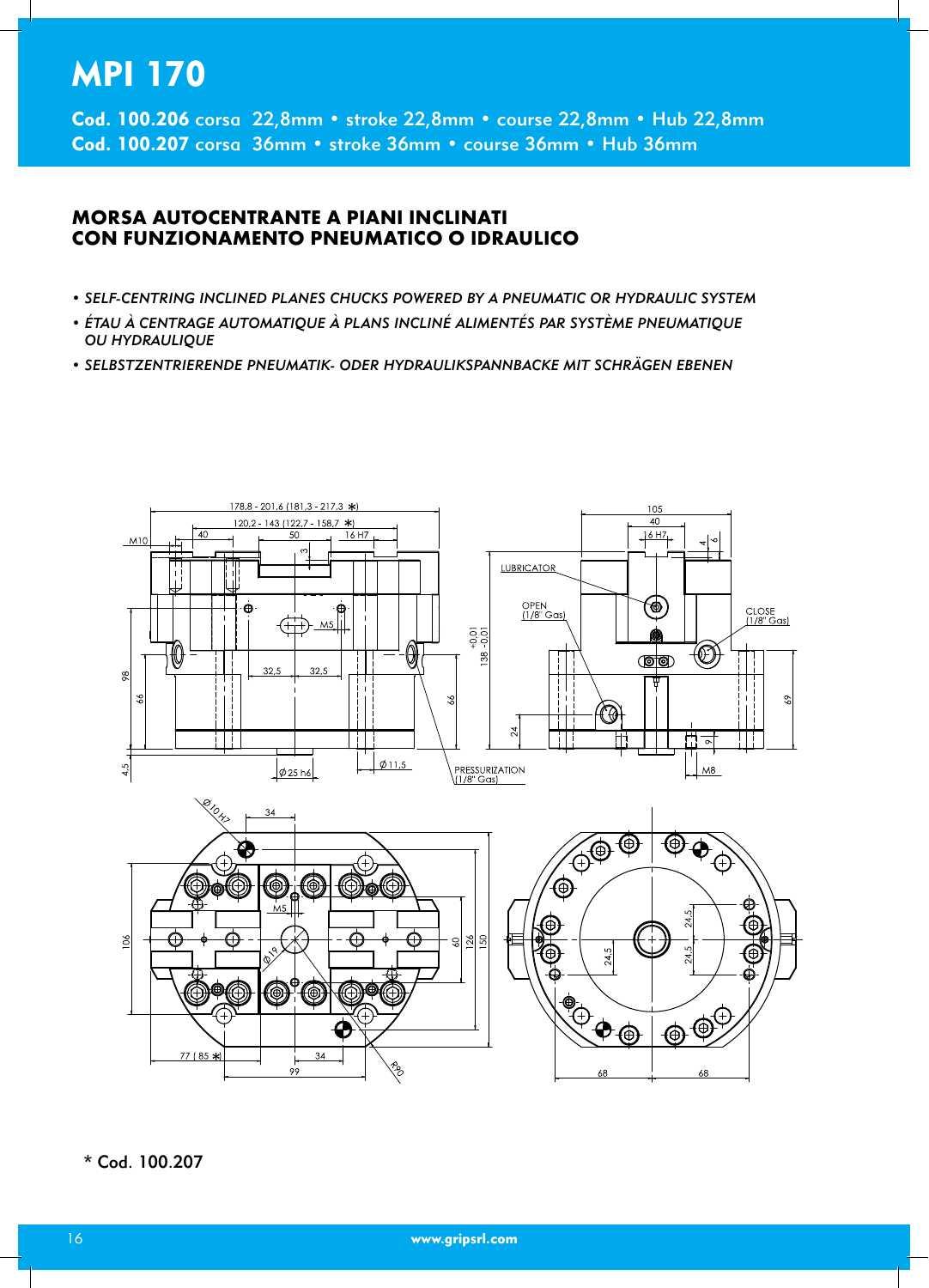# MPI 170

**Cod. 100.206** corsa 22,8mm • stroke 22,8mm • course 22,8mm • Hub 22,8mm
**Cod. 100.207** corsa 36mm • stroke 36mm • course 36mm • Hub 36mm

## MORSA AUTOCENTRANTE A PIANI INCLINATI CON FUNZIONAMENTO PNEUMATICO O IDRAULICO

- *SELF-CENTRING INCLINED PLANES CHUCKS POWERED BY A PNEUMATIC OR HYDRAULIC SYSTEM*
- *ÉTAU À CENTRAGE AUTOMATIQUE À PLANS INCLINÉ ALIMENTÉS PAR SYSTÈME PNEUMATIQUE OU HYDRAULIQUE*
- *SELBSTZENTRIERENDE PNEUMATIK- ODER HYDRAULIKSPANNBACKE MIT SCHRÄGEN EBENEN*

178,8 - 201,6 (181,3 - 217,3 *)
120,2 - 143 (122,7 - 158,7 *)
M10 40 50 16 H7 3 M5 32,5 32,5 98 66 66 4,5 Ø 25 h6 Ø 11,5
PRESSURIZATION (1/8" Gas)
105 40 16 H7 4 6
LUBRICATOR
OPEN (1/8" Gas)
CLOSE (1/8" Gas)
138 +0,01 -0,01 24 69 9 M8
Ø 10 H7 34 M5 Ø 19 106 60 126 150 77 (85 *) 34 99 R90
24,5 24,5 24,5 68 68

\* Cod. 100.207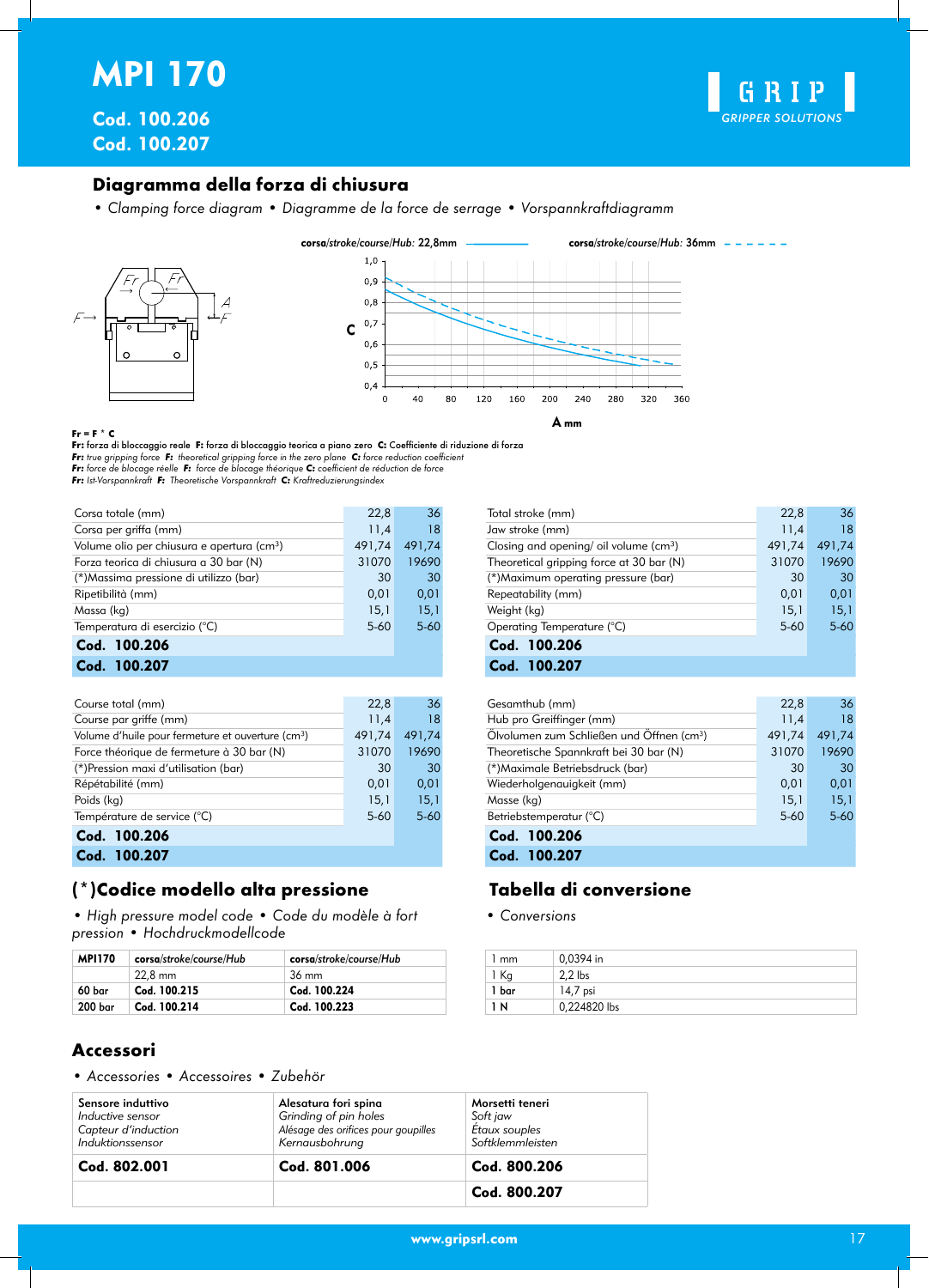# MPI 170

**Cod. 100.206**
**Cod. 100.207**

GRIP
GRIPPER SOLUTIONS

## Diagramma della forza di chiusura

• *Clamping force diagram* • *Diagramme de la force de serrage* • *Vorspannkraftdiagramm*

Fr Fr
F
A
F

**corsa**/*stroke*/*course*/*Hub*: 22,8mm
**corsa**/*stroke*/*course*/*Hub*: 36mm

C
1,0
0,9
0,8
0,7
0,6
0,5
0,4
0 40 80 120 160 200 240 280 320 360
**A mm**

**Fr = F * C**
**Fr:** forza di bloccaggio reale **F:** forza di bloccaggio teorica a piano zero **C:** Coefficiente di riduzione di forza
**Fr:** *true gripping force* **F:** *theoretical gripping force in the zero plane* **C:** *force reduction coefficient*
**Fr:** *force de blocage réelle* **F:** *force de blocage théorique* **C:** *coefficient de réduction de force*
**Fr:** *Ist-Vorspannkraft* **F:** *Theoretische Vorspannkraft* **C:** *Kraftreduzierungsindex*

| | | |
|---|---|---|
| Corsa totale (mm) | 22,8 | 36 |
| Corsa per griffa (mm) | 11,4 | 18 |
| Volume olio per chiusura e apertura (cm³) | 491,74 | 491,74 |
| Forza teorica di chiusura a 30 bar (N) | 31070 | 19690 |
| (*)Massima pressione di utilizzo (bar) | 30 | 30 |
| Ripetibilità (mm) | 0,01 | 0,01 |
| Massa (kg) | 15,1 | 15,1 |
| Temperatura di esercizio (°C) | 5-60 | 5-60 |
| **Cod. 100.206** | | |
| **Cod. 100.207** | | |

| | | |
|---|---|---|
| Total stroke (mm) | 22,8 | 36 |
| Jaw stroke (mm) | 11,4 | 18 |
| Closing and opening/ oil volume (cm³) | 491,74 | 491,74 |
| Theoretical gripping force at 30 bar (N) | 31070 | 19690 |
| (*)Maximum operating pressure (bar) | 30 | 30 |
| Repeatability (mm) | 0,01 | 0,01 |
| Weight (kg) | 15,1 | 15,1 |
| Operating Temperature (°C) | 5-60 | 5-60 |
| **Cod. 100.206** | | |
| **Cod. 100.207** | | |

| | | |
|---|---|---|
| Course total (mm) | 22,8 | 36 |
| Course par griffe (mm) | 11,4 | 18 |
| Volume d'huile pour fermeture et ouverture (cm³) | 491,74 | 491,74 |
| Force théorique de fermeture à 30 bar (N) | 31070 | 19690 |
| (*)Pression maxi d'utilisation (bar) | 30 | 30 |
| Répétabilité (mm) | 0,01 | 0,01 |
| Poids (kg) | 15,1 | 15,1 |
| Température de service (°C) | 5-60 | 5-60 |
| **Cod. 100.206** | | |
| **Cod. 100.207** | | |

| | | |
|---|---|---|
| Gesamthub (mm) | 22,8 | 36 |
| Hub pro Greiffinger (mm) | 11,4 | 18 |
| Ölvolumen zum Schließen und Öffnen (cm³) | 491,74 | 491,74 |
| Theoretische Spannkraft bei 30 bar (N) | 31070 | 19690 |
| (*)Maximale Betriebsdruck (bar) | 30 | 30 |
| Wiederholgenauigkeit (mm) | 0,01 | 0,01 |
| Masse (kg) | 15,1 | 15,1 |
| Betriebstemperatur (°C) | 5-60 | 5-60 |
| **Cod. 100.206** | | |
| **Cod. 100.207** | | |

## (*)Codice modello alta pressione

• *High pressure model code* • *Code du modèle à fort pression* • *Hochdruckmodellcode*

| **MPI170** | **corsa**/*stroke*/*course*/*Hub* | **corsa**/*stroke*/*course*/*Hub* |
|---|---|---|
| | 22,8 mm | 36 mm |
| **60 bar** | **Cod. 100.215** | **Cod. 100.224** |
| **200 bar** | **Cod. 100.214** | **Cod. 100.223** |

## Tabella di conversione

• *Conversions*

| | |
|---|---|
| 1 mm | 0,0394 in |
| 1 Kg | 2,2 lbs |
| **1 bar** | 14,7 psi |
| **1 N** | 0,224820 lbs |

## Accessori

• *Accessories* • *Accessoires* • *Zubehör*

| Sensore induttivo<br>*Inductive sensor*<br>*Capteur d'induction*<br>*Induktionssensor* | Alesatura fori spina<br>*Grinding of pin holes*<br>*Alésage des orifices pour goupilles*<br>*Kernausbohrung* | Morsetti teneri<br>*Soft jaw*<br>*Étaux souples*<br>*Softklemmleisten* |
|---|---|---|
| **Cod. 802.001** | **Cod. 801.006** | **Cod. 800.206** |
| | | **Cod. 800.207** |

**www.gripsrl.com**